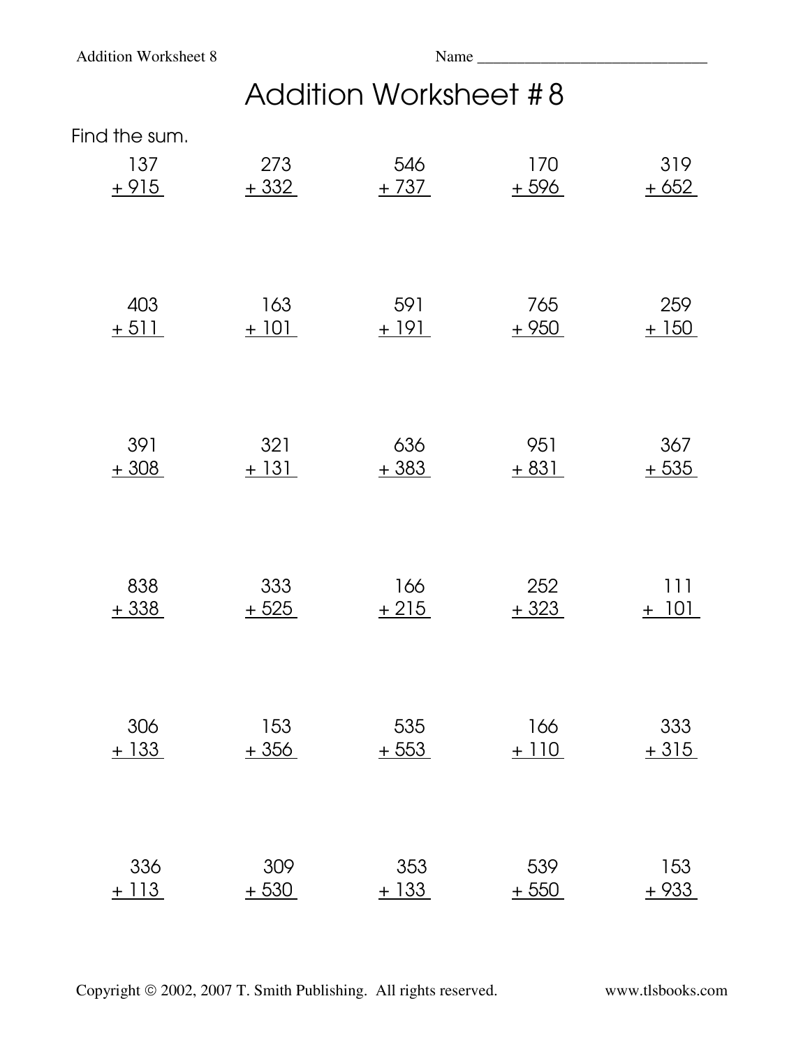Name ______________________________

# Addition Worksheet # 8

Find the sum.

| | | | | |
|---|---|---|---|---|
| 137 + 915 | 273 + 332 | 546 + 737 | 170 + 596 | 319 + 652 |
| 403 + 511 | 163 + 101 | 591 + 191 | 765 + 950 | 259 + 150 |
| 391 + 308 | 321 + 131 | 636 + 383 | 951 + 831 | 367 + 535 |
| 838 + 338 | 333 + 525 | 166 + 215 | 252 + 323 | 111 + 101 |
| 306 + 133 | 153 + 356 | 535 + 553 | 166 + 110 | 333 + 315 |
| 336 + 113 | 309 + 530 | 353 + 133 | 539 + 550 | 153 + 933 |

Copyright © 2002, 2007 T. Smith Publishing. All rights reserved. www.tlsbooks.com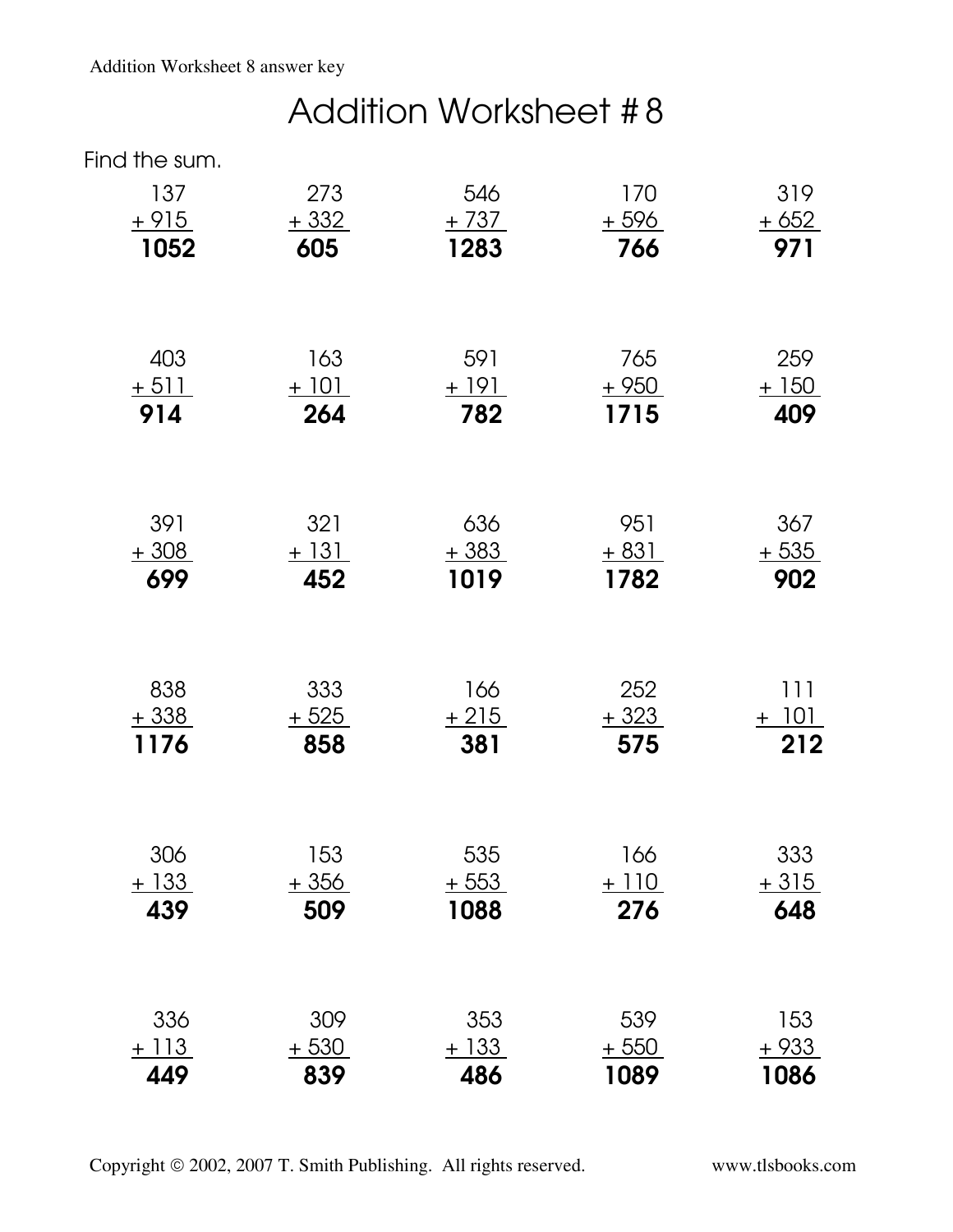Addition Worksheet 8 answer key

# Addition Worksheet # 8

Find the sum.

| | | | | |
|---|---|---|---|---|
| 137 + 915 = **1052** | 273 + 332 = **605** | 546 + 737 = **1283** | 170 + 596 = **766** | 319 + 652 = **971** |
| 403 + 511 = **914** | 163 + 101 = **264** | 591 + 191 = **782** | 765 + 950 = **1715** | 259 + 150 = **409** |
| 391 + 308 = **699** | 321 + 131 = **452** | 636 + 383 = **1019** | 951 + 831 = **1782** | 367 + 535 = **902** |
| 838 + 338 = **1176** | 333 + 525 = **858** | 166 + 215 = **381** | 252 + 323 = **575** | 111 + 101 = **212** |
| 306 + 133 = **439** | 153 + 356 = **509** | 535 + 553 = **1088** | 166 + 110 = **276** | 333 + 315 = **648** |
| 336 + 113 = **449** | 309 + 530 = **839** | 353 + 133 = **486** | 539 + 550 = **1089** | 153 + 933 = **1086** |

Copyright © 2002, 2007 T. Smith Publishing. All rights reserved. www.tlsbooks.com